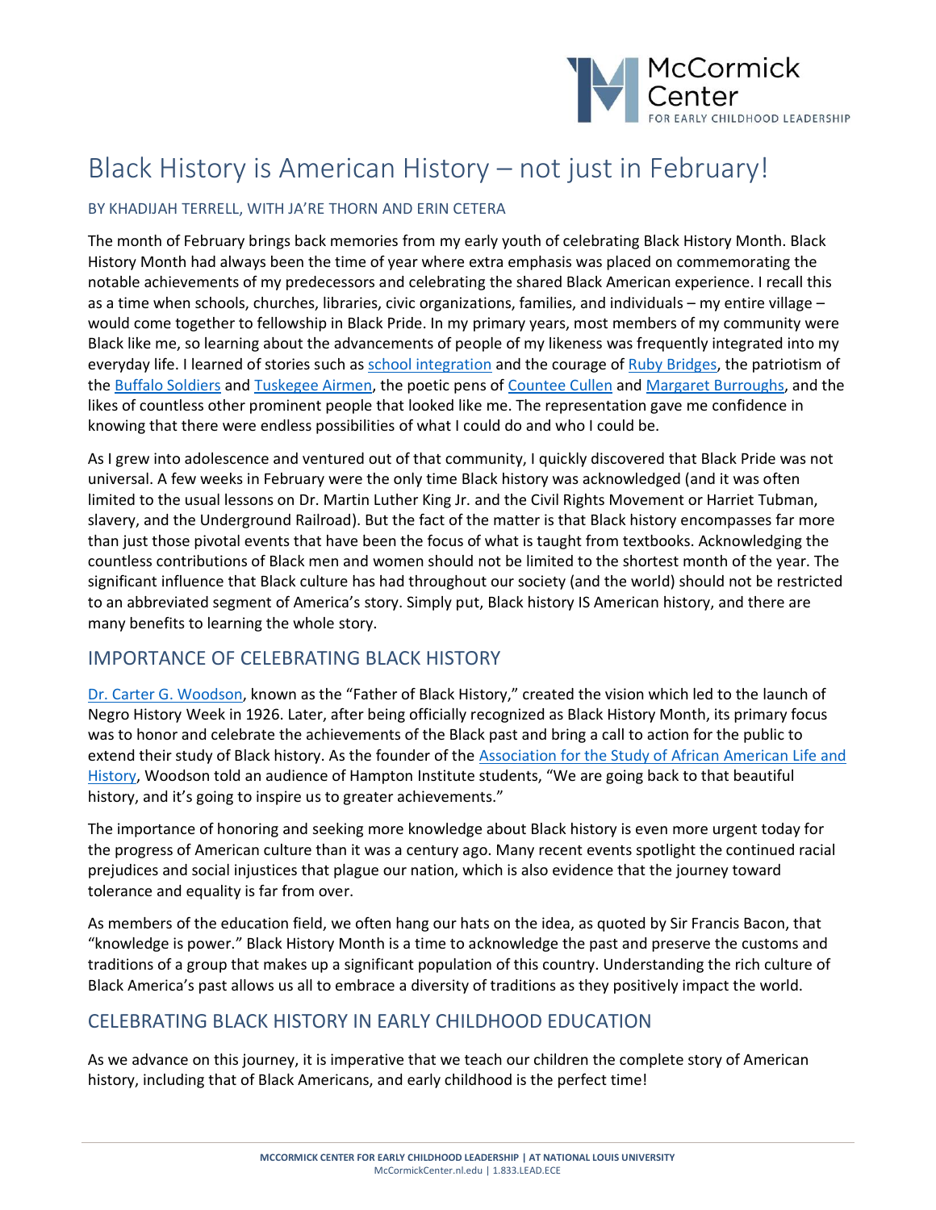# Black History is American History – not just in February!

BY KHADIJAH TERRELL, WITH JA'RE THORN AND ERIN CETERA

The month of February brings back memories from my early youth of celebrating Black History Month. Black History Month had always been the time of year where extra emphasis was placed on commemorating the notable achievements of my predecessors and celebrating the shared Black American experience. I recall this as a time when schools, churches, libraries, civic organizations, families, and individuals – my entire village – would come together to fellowship in Black Pride. In my primary years, most members of my community were Black like me, so learning about the advancements of people of my likeness was frequently integrated into my everyday life. I learned of stories such as school integration and the courage of Ruby Bridges, the patriotism of the Buffalo Soldiers and Tuskegee Airmen, the poetic pens of Countee Cullen and Margaret Burroughs, and the likes of countless other prominent people that looked like me. The representation gave me confidence in knowing that there were endless possibilities of what I could do and who I could be.

As I grew into adolescence and ventured out of that community, I quickly discovered that Black Pride was not universal. A few weeks in February were the only time Black history was acknowledged (and it was often limited to the usual lessons on Dr. Martin Luther King Jr. and the Civil Rights Movement or Harriet Tubman, slavery, and the Underground Railroad). But the fact of the matter is that Black history encompasses far more than just those pivotal events that have been the focus of what is taught from textbooks. Acknowledging the countless contributions of Black men and women should not be limited to the shortest month of the year. The significant influence that Black culture has had throughout our society (and the world) should not be restricted to an abbreviated segment of America's story. Simply put, Black history IS American history, and there are many benefits to learning the whole story.

## IMPORTANCE OF CELEBRATING BLACK HISTORY

Dr. Carter G. Woodson, known as the "Father of Black History," created the vision which led to the launch of Negro History Week in 1926. Later, after being officially recognized as Black History Month, its primary focus was to honor and celebrate the achievements of the Black past and bring a call to action for the public to extend their study of Black history. As the founder of the Association for the Study of African American Life and History, Woodson told an audience of Hampton Institute students, "We are going back to that beautiful history, and it's going to inspire us to greater achievements."

The importance of honoring and seeking more knowledge about Black history is even more urgent today for the progress of American culture than it was a century ago. Many recent events spotlight the continued racial prejudices and social injustices that plague our nation, which is also evidence that the journey toward tolerance and equality is far from over.

As members of the education field, we often hang our hats on the idea, as quoted by Sir Francis Bacon, that "knowledge is power." Black History Month is a time to acknowledge the past and preserve the customs and traditions of a group that makes up a significant population of this country. Understanding the rich culture of Black America's past allows us all to embrace a diversity of traditions as they positively impact the world.

## CELEBRATING BLACK HISTORY IN EARLY CHILDHOOD EDUCATION

As we advance on this journey, it is imperative that we teach our children the complete story of American history, including that of Black Americans, and early childhood is the perfect time!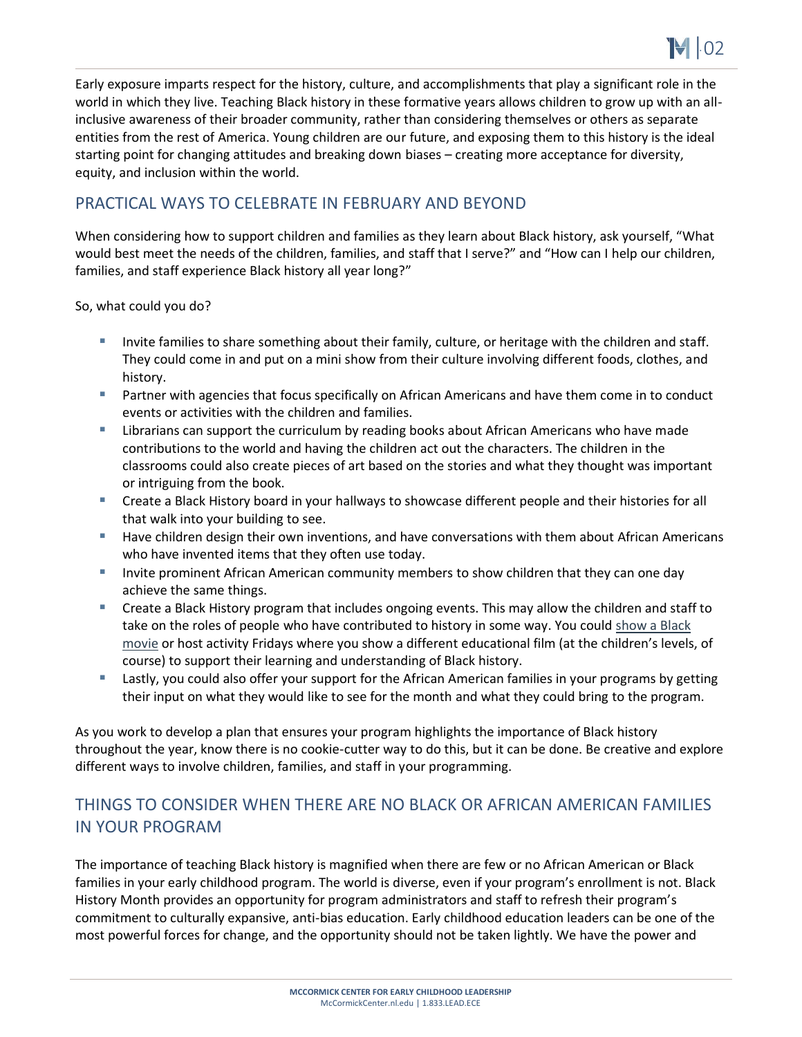Early exposure imparts respect for the history, culture, and accomplishments that play a significant role in the world in which they live. Teaching Black history in these formative years allows children to grow up with an all-inclusive awareness of their broader community, rather than considering themselves or others as separate entities from the rest of America. Young children are our future, and exposing them to this history is the ideal starting point for changing attitudes and breaking down biases – creating more acceptance for diversity, equity, and inclusion within the world.

## PRACTICAL WAYS TO CELEBRATE IN FEBRUARY AND BEYOND

When considering how to support children and families as they learn about Black history, ask yourself, "What would best meet the needs of the children, families, and staff that I serve?" and "How can I help our children, families, and staff experience Black history all year long?"

So, what could you do?

- Invite families to share something about their family, culture, or heritage with the children and staff. They could come in and put on a mini show from their culture involving different foods, clothes, and history.
- Partner with agencies that focus specifically on African Americans and have them come in to conduct events or activities with the children and families.
- Librarians can support the curriculum by reading books about African Americans who have made contributions to the world and having the children act out the characters. The children in the classrooms could also create pieces of art based on the stories and what they thought was important or intriguing from the book.
- Create a Black History board in your hallways to showcase different people and their histories for all that walk into your building to see.
- Have children design their own inventions, and have conversations with them about African Americans who have invented items that they often use today.
- Invite prominent African American community members to show children that they can one day achieve the same things.
- Create a Black History program that includes ongoing events. This may allow the children and staff to take on the roles of people who have contributed to history in some way. You could show a Black movie or host activity Fridays where you show a different educational film (at the children's levels, of course) to support their learning and understanding of Black history.
- Lastly, you could also offer your support for the African American families in your programs by getting their input on what they would like to see for the month and what they could bring to the program.

As you work to develop a plan that ensures your program highlights the importance of Black history throughout the year, know there is no cookie-cutter way to do this, but it can be done. Be creative and explore different ways to involve children, families, and staff in your programming.

## THINGS TO CONSIDER WHEN THERE ARE NO BLACK OR AFRICAN AMERICAN FAMILIES IN YOUR PROGRAM

The importance of teaching Black history is magnified when there are few or no African American or Black families in your early childhood program. The world is diverse, even if your program's enrollment is not. Black History Month provides an opportunity for program administrators and staff to refresh their program's commitment to culturally expansive, anti-bias education. Early childhood education leaders can be one of the most powerful forces for change, and the opportunity should not be taken lightly. We have the power and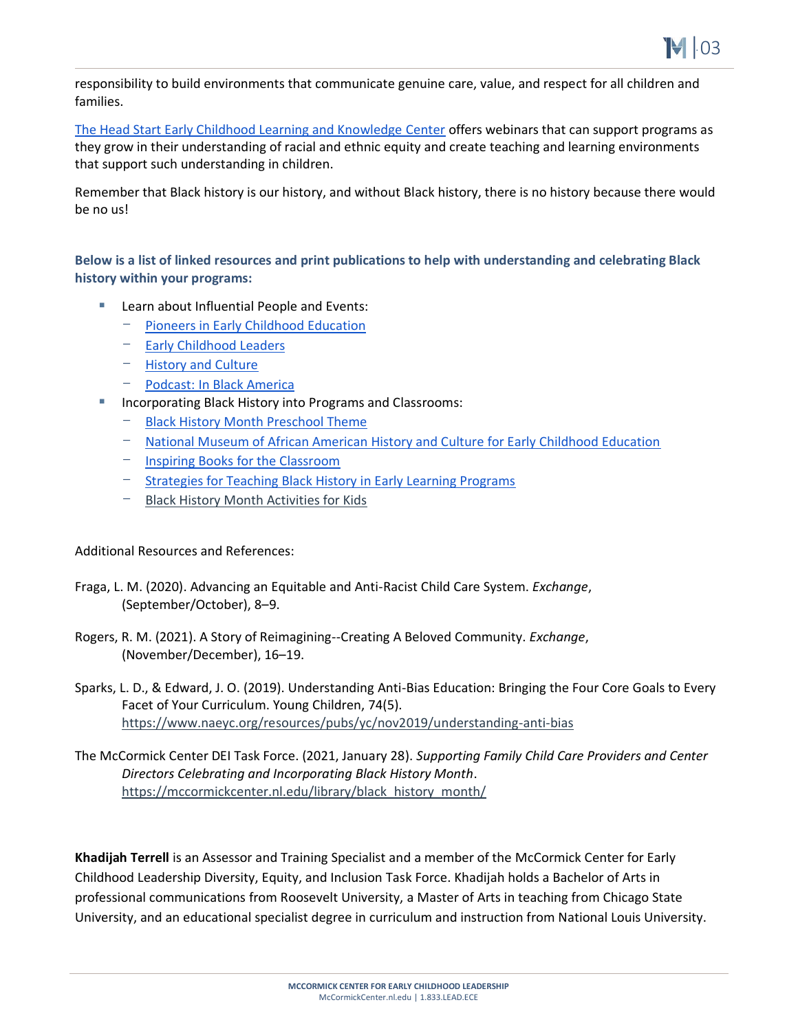responsibility to build environments that communicate genuine care, value, and respect for all children and families.

The Head Start Early Childhood Learning and Knowledge Center offers webinars that can support programs as they grow in their understanding of racial and ethnic equity and create teaching and learning environments that support such understanding in children.

Remember that Black history is our history, and without Black history, there is no history because there would be no us!

**Below is a list of linked resources and print publications to help with understanding and celebrating Black history within your programs:**

- Learn about Influential People and Events:
  - Pioneers in Early Childhood Education
  - Early Childhood Leaders
  - History and Culture
  - Podcast: In Black America
- Incorporating Black History into Programs and Classrooms:
  - Black History Month Preschool Theme
  - National Museum of African American History and Culture for Early Childhood Education
  - Inspiring Books for the Classroom
  - Strategies for Teaching Black History in Early Learning Programs
  - Black History Month Activities for Kids

Additional Resources and References:

Fraga, L. M. (2020). Advancing an Equitable and Anti-Racist Child Care System. *Exchange*, (September/October), 8–9.

Rogers, R. M. (2021). A Story of Reimagining--Creating A Beloved Community. *Exchange*, (November/December), 16–19.

Sparks, L. D., & Edward, J. O. (2019). Understanding Anti-Bias Education: Bringing the Four Core Goals to Every Facet of Your Curriculum. Young Children, 74(5). https://www.naeyc.org/resources/pubs/yc/nov2019/understanding-anti-bias

The McCormick Center DEI Task Force. (2021, January 28). *Supporting Family Child Care Providers and Center Directors Celebrating and Incorporating Black History Month*. https://mccormickcenter.nl.edu/library/black_history_month/

**Khadijah Terrell** is an Assessor and Training Specialist and a member of the McCormick Center for Early Childhood Leadership Diversity, Equity, and Inclusion Task Force. Khadijah holds a Bachelor of Arts in professional communications from Roosevelt University, a Master of Arts in teaching from Chicago State University, and an educational specialist degree in curriculum and instruction from National Louis University.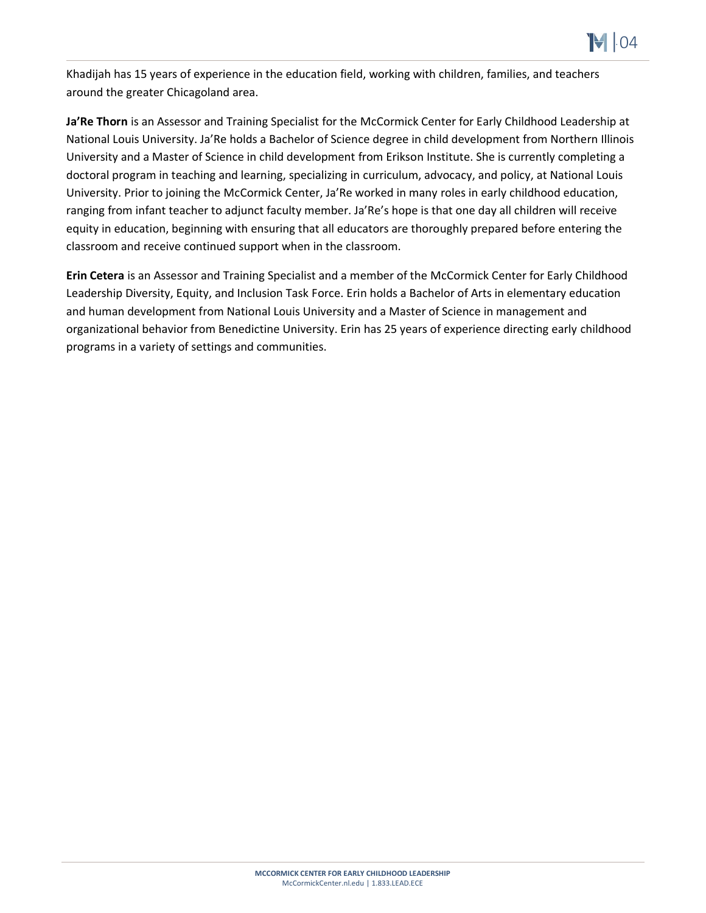Khadijah has 15 years of experience in the education field, working with children, families, and teachers around the greater Chicagoland area.

**Ja'Re Thorn** is an Assessor and Training Specialist for the McCormick Center for Early Childhood Leadership at National Louis University. Ja'Re holds a Bachelor of Science degree in child development from Northern Illinois University and a Master of Science in child development from Erikson Institute. She is currently completing a doctoral program in teaching and learning, specializing in curriculum, advocacy, and policy, at National Louis University. Prior to joining the McCormick Center, Ja'Re worked in many roles in early childhood education, ranging from infant teacher to adjunct faculty member. Ja'Re's hope is that one day all children will receive equity in education, beginning with ensuring that all educators are thoroughly prepared before entering the classroom and receive continued support when in the classroom.

**Erin Cetera** is an Assessor and Training Specialist and a member of the McCormick Center for Early Childhood Leadership Diversity, Equity, and Inclusion Task Force. Erin holds a Bachelor of Arts in elementary education and human development from National Louis University and a Master of Science in management and organizational behavior from Benedictine University. Erin has 25 years of experience directing early childhood programs in a variety of settings and communities.